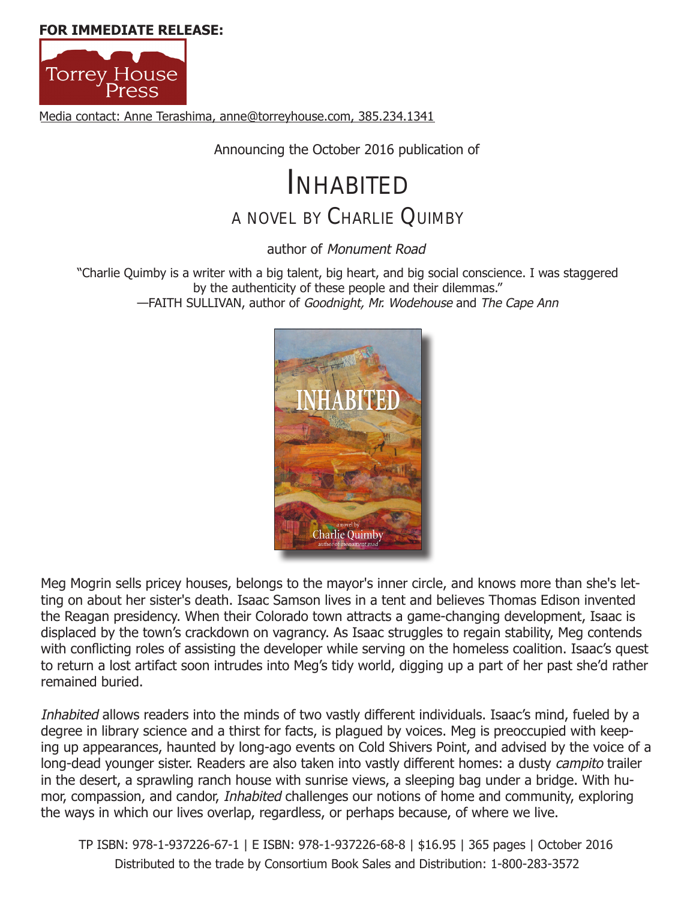**FOR IMMEDIATE RELEASE:**

Torrey House Press

Media contact: Anne Terashima, anne@torreyhouse.com, 385.234.1341

Announcing the October 2016 publication of

# INHABITED

## A NOVEL BY CHARLIE QUIMBY

author of *Monument Road*

"Charlie Quimby is a writer with a big talent, big heart, and big social conscience. I was staggered by the authenticity of these people and their dilemmas."
—FAITH SULLIVAN, author of *Goodnight, Mr. Wodehouse* and *The Cape Ann*

Meg Mogrin sells pricey houses, belongs to the mayor's inner circle, and knows more than she's letting on about her sister's death. Isaac Samson lives in a tent and believes Thomas Edison invented the Reagan presidency. When their Colorado town attracts a game-changing development, Isaac is displaced by the town's crackdown on vagrancy. As Isaac struggles to regain stability, Meg contends with conflicting roles of assisting the developer while serving on the homeless coalition. Isaac's quest to return a lost artifact soon intrudes into Meg's tidy world, digging up a part of her past she'd rather remained buried.

*Inhabited* allows readers into the minds of two vastly different individuals. Isaac's mind, fueled by a degree in library science and a thirst for facts, is plagued by voices. Meg is preoccupied with keeping up appearances, haunted by long-ago events on Cold Shivers Point, and advised by the voice of a long-dead younger sister. Readers are also taken into vastly different homes: a dusty *campito* trailer in the desert, a sprawling ranch house with sunrise views, a sleeping bag under a bridge. With humor, compassion, and candor, *Inhabited* challenges our notions of home and community, exploring the ways in which our lives overlap, regardless, or perhaps because, of where we live.

TP ISBN: 978-1-937226-67-1 | E ISBN: 978-1-937226-68-8 | $16.95 | 365 pages | October 2016
Distributed to the trade by Consortium Book Sales and Distribution: 1-800-283-3572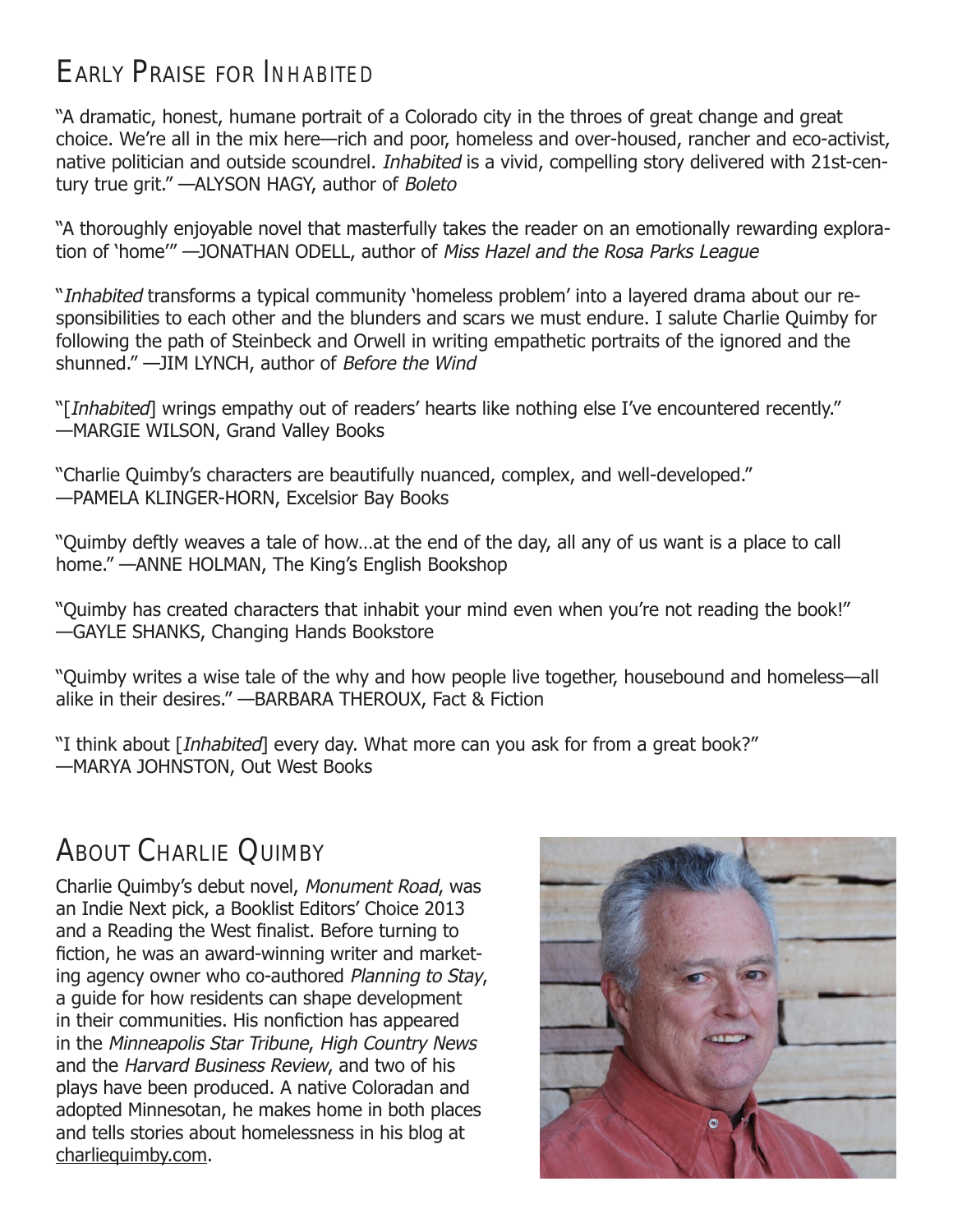## Early Praise for Inhabited

"A dramatic, honest, humane portrait of a Colorado city in the throes of great change and great choice. We're all in the mix here—rich and poor, homeless and over-housed, rancher and eco-activist, native politician and outside scoundrel. *Inhabited* is a vivid, compelling story delivered with 21st-century true grit." —ALYSON HAGY, author of *Boleto*

"A thoroughly enjoyable novel that masterfully takes the reader on an emotionally rewarding exploration of 'home'" —JONATHAN ODELL, author of *Miss Hazel and the Rosa Parks League*

"*Inhabited* transforms a typical community 'homeless problem' into a layered drama about our responsibilities to each other and the blunders and scars we must endure. I salute Charlie Quimby for following the path of Steinbeck and Orwell in writing empathetic portraits of the ignored and the shunned." —JIM LYNCH, author of *Before the Wind*

"[*Inhabited*] wrings empathy out of readers' hearts like nothing else I've encountered recently."
—MARGIE WILSON, Grand Valley Books

"Charlie Quimby's characters are beautifully nuanced, complex, and well-developed."
—PAMELA KLINGER-HORN, Excelsior Bay Books

"Quimby deftly weaves a tale of how…at the end of the day, all any of us want is a place to call home." —ANNE HOLMAN, The King's English Bookshop

"Quimby has created characters that inhabit your mind even when you're not reading the book!"
—GAYLE SHANKS, Changing Hands Bookstore

"Quimby writes a wise tale of the why and how people live together, housebound and homeless—all alike in their desires." —BARBARA THEROUX, Fact & Fiction

"I think about [*Inhabited*] every day. What more can you ask for from a great book?"
—MARYA JOHNSTON, Out West Books

## About Charlie Quimby

Charlie Quimby's debut novel, *Monument Road*, was an Indie Next pick, a Booklist Editors' Choice 2013 and a Reading the West finalist. Before turning to fiction, he was an award-winning writer and marketing agency owner who co-authored *Planning to Stay*, a guide for how residents can shape development in their communities. His nonfiction has appeared in the *Minneapolis Star Tribune*, *High Country News* and the *Harvard Business Review*, and two of his plays have been produced. A native Coloradan and adopted Minnesotan, he makes home in both places and tells stories about homelessness in his blog at charliequimby.com.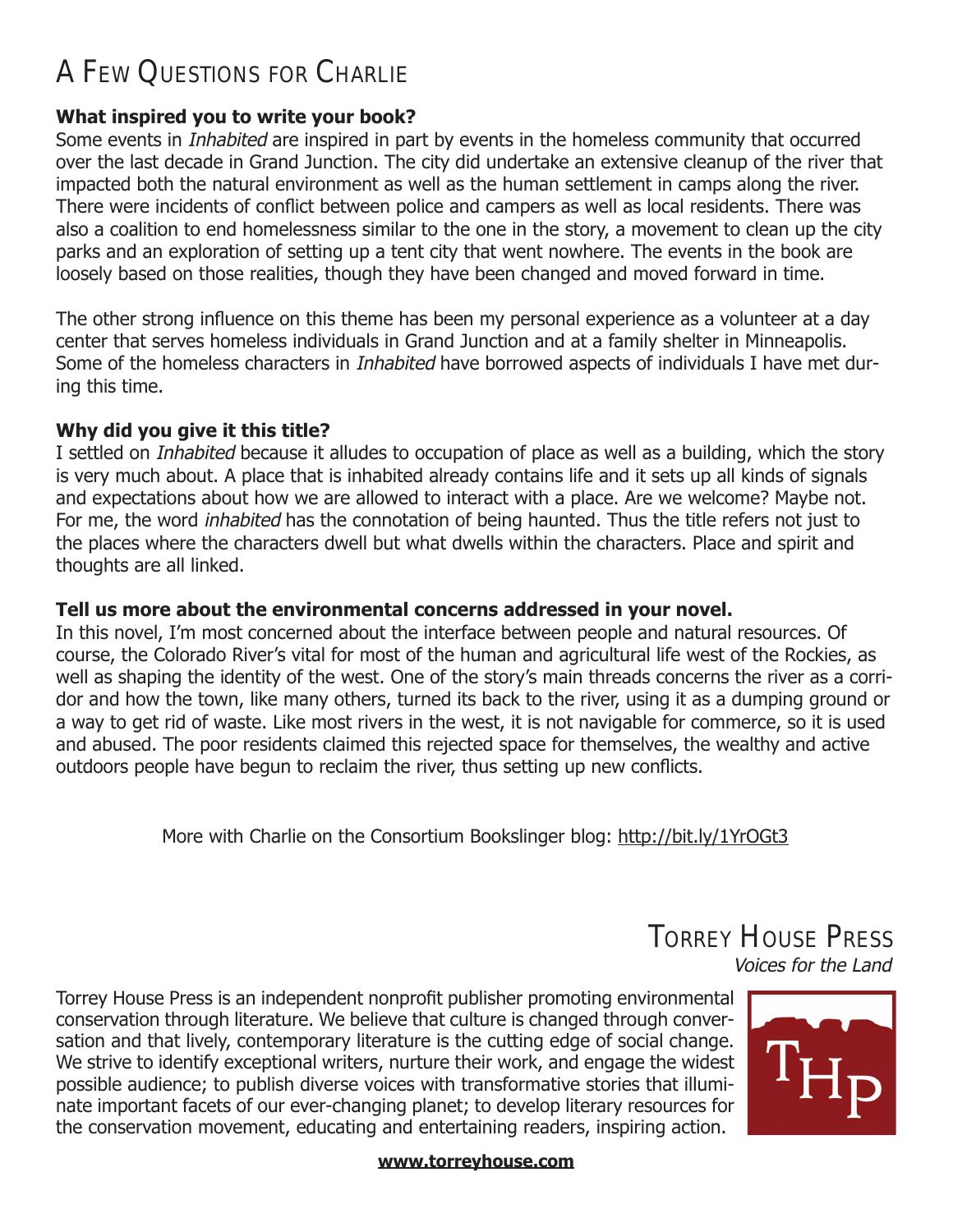# A Few Questions for Charlie

**What inspired you to write your book?**

Some events in *Inhabited* are inspired in part by events in the homeless community that occurred over the last decade in Grand Junction. The city did undertake an extensive cleanup of the river that impacted both the natural environment as well as the human settlement in camps along the river. There were incidents of conflict between police and campers as well as local residents. There was also a coalition to end homelessness similar to the one in the story, a movement to clean up the city parks and an exploration of setting up a tent city that went nowhere. The events in the book are loosely based on those realities, though they have been changed and moved forward in time.

The other strong influence on this theme has been my personal experience as a volunteer at a day center that serves homeless individuals in Grand Junction and at a family shelter in Minneapolis. Some of the homeless characters in *Inhabited* have borrowed aspects of individuals I have met during this time.

**Why did you give it this title?**

I settled on *Inhabited* because it alludes to occupation of place as well as a building, which the story is very much about. A place that is inhabited already contains life and it sets up all kinds of signals and expectations about how we are allowed to interact with a place. Are we welcome? Maybe not. For me, the word *inhabited* has the connotation of being haunted. Thus the title refers not just to the places where the characters dwell but what dwells within the characters. Place and spirit and thoughts are all linked.

**Tell us more about the environmental concerns addressed in your novel.**

In this novel, I'm most concerned about the interface between people and natural resources. Of course, the Colorado River's vital for most of the human and agricultural life west of the Rockies, as well as shaping the identity of the west. One of the story's main threads concerns the river as a corridor and how the town, like many others, turned its back to the river, using it as a dumping ground or a way to get rid of waste. Like most rivers in the west, it is not navigable for commerce, so it is used and abused. The poor residents claimed this rejected space for themselves, the wealthy and active outdoors people have begun to reclaim the river, thus setting up new conflicts.

More with Charlie on the Consortium Bookslinger blog: http://bit.ly/1YrOGt3

## Torrey House Press

*Voices for the Land*

Torrey House Press is an independent nonprofit publisher promoting environmental conservation through literature. We believe that culture is changed through conversation and that lively, contemporary literature is the cutting edge of social change. We strive to identify exceptional writers, nurture their work, and engage the widest possible audience; to publish diverse voices with transformative stories that illuminate important facets of our ever-changing planet; to develop literary resources for the conservation movement, educating and entertaining readers, inspiring action.

THp

**www.torreyhouse.com**